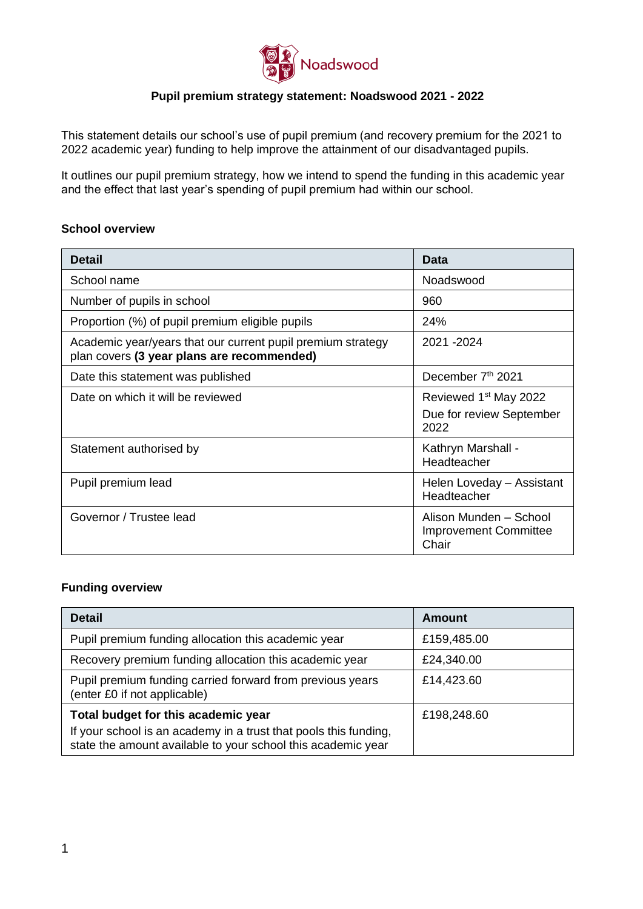Noadswood

# Pupil premium strategy statement: Noadswood 2021 - 2022

This statement details our school's use of pupil premium (and recovery premium for the 2021 to 2022 academic year) funding to help improve the attainment of our disadvantaged pupils.

It outlines our pupil premium strategy, how we intend to spend the funding in this academic year and the effect that last year's spending of pupil premium had within our school.

## School overview

| Detail | Data |
|---|---|
| School name | Noadswood |
| Number of pupils in school | 960 |
| Proportion (%) of pupil premium eligible pupils | 24% |
| Academic year/years that our current pupil premium strategy plan covers **(3 year plans are recommended)** | 2021 -2024 |
| Date this statement was published | December 7th 2021 |
| Date on which it will be reviewed | Reviewed 1st May 2022<br>Due for review September 2022 |
| Statement authorised by | Kathryn Marshall - Headteacher |
| Pupil premium lead | Helen Loveday – Assistant Headteacher |
| Governor / Trustee lead | Alison Munden – School Improvement Committee Chair |

## Funding overview

| Detail | Amount |
|---|---|
| Pupil premium funding allocation this academic year | £159,485.00 |
| Recovery premium funding allocation this academic year | £24,340.00 |
| Pupil premium funding carried forward from previous years (enter £0 if not applicable) | £14,423.60 |
| **Total budget for this academic year**<br>If your school is an academy in a trust that pools this funding, state the amount available to your school this academic year | £198,248.60 |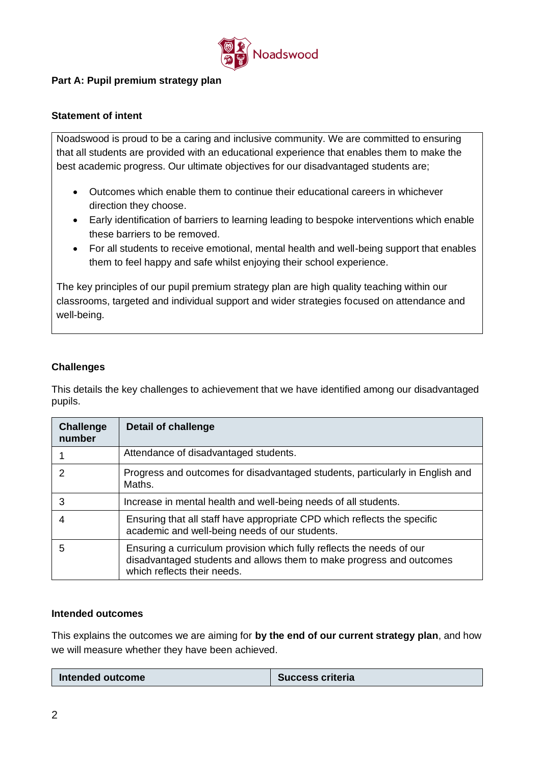**Part A: Pupil premium strategy plan**

**Statement of intent**

Noadswood is proud to be a caring and inclusive community. We are committed to ensuring that all students are provided with an educational experience that enables them to make the best academic progress. Our ultimate objectives for our disadvantaged students are;

- Outcomes which enable them to continue their educational careers in whichever direction they choose.
- Early identification of barriers to learning leading to bespoke interventions which enable these barriers to be removed.
- For all students to receive emotional, mental health and well-being support that enables them to feel happy and safe whilst enjoying their school experience.

The key principles of our pupil premium strategy plan are high quality teaching within our classrooms, targeted and individual support and wider strategies focused on attendance and well-being.

**Challenges**

This details the key challenges to achievement that we have identified among our disadvantaged pupils.

| Challenge number | Detail of challenge |
|---|---|
| 1 | Attendance of disadvantaged students. |
| 2 | Progress and outcomes for disadvantaged students, particularly in English and Maths. |
| 3 | Increase in mental health and well-being needs of all students. |
| 4 | Ensuring that all staff have appropriate CPD which reflects the specific academic and well-being needs of our students. |
| 5 | Ensuring a curriculum provision which fully reflects the needs of our disadvantaged students and allows them to make progress and outcomes which reflects their needs. |

**Intended outcomes**

This explains the outcomes we are aiming for **by the end of our current strategy plan**, and how we will measure whether they have been achieved.

| Intended outcome | Success criteria |
|---|---|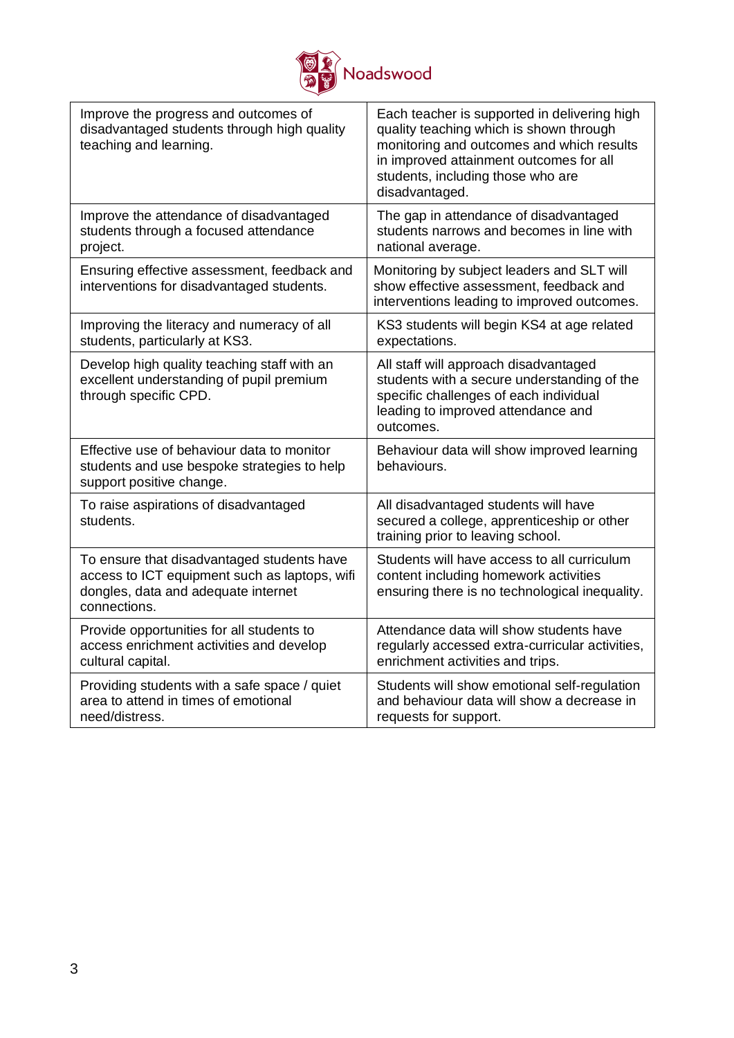| | |
|---|---|
| Improve the progress and outcomes of disadvantaged students through high quality teaching and learning. | Each teacher is supported in delivering high quality teaching which is shown through monitoring and outcomes and which results in improved attainment outcomes for all students, including those who are disadvantaged. |
| Improve the attendance of disadvantaged students through a focused attendance project. | The gap in attendance of disadvantaged students narrows and becomes in line with national average. |
| Ensuring effective assessment, feedback and interventions for disadvantaged students. | Monitoring by subject leaders and SLT will show effective assessment, feedback and interventions leading to improved outcomes. |
| Improving the literacy and numeracy of all students, particularly at KS3. | KS3 students will begin KS4 at age related expectations. |
| Develop high quality teaching staff with an excellent understanding of pupil premium through specific CPD. | All staff will approach disadvantaged students with a secure understanding of the specific challenges of each individual leading to improved attendance and outcomes. |
| Effective use of behaviour data to monitor students and use bespoke strategies to help support positive change. | Behaviour data will show improved learning behaviours. |
| To raise aspirations of disadvantaged students. | All disadvantaged students will have secured a college, apprenticeship or other training prior to leaving school. |
| To ensure that disadvantaged students have access to ICT equipment such as laptops, wifi dongles, data and adequate internet connections. | Students will have access to all curriculum content including homework activities ensuring there is no technological inequality. |
| Provide opportunities for all students to access enrichment activities and develop cultural capital. | Attendance data will show students have regularly accessed extra-curricular activities, enrichment activities and trips. |
| Providing students with a safe space / quiet area to attend in times of emotional need/distress. | Students will show emotional self-regulation and behaviour data will show a decrease in requests for support. |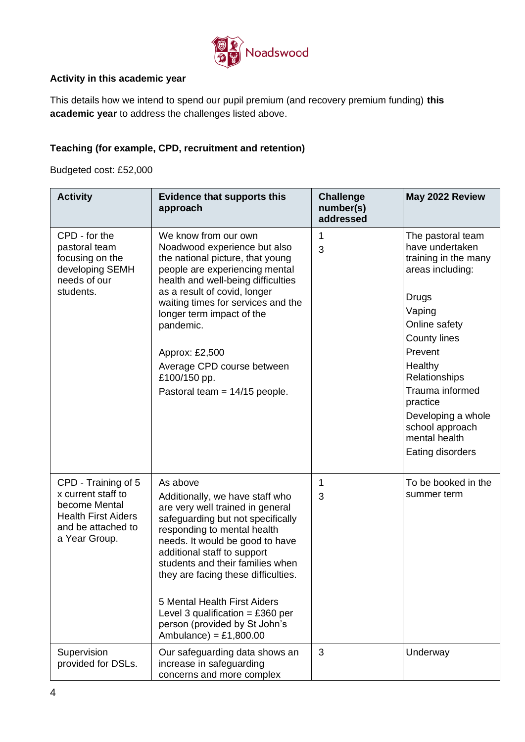### Activity in this academic year

This details how we intend to spend our pupil premium (and recovery premium funding) **this academic year** to address the challenges listed above.

### Teaching (for example, CPD, recruitment and retention)

Budgeted cost: £52,000

| Activity | Evidence that supports this approach | Challenge number(s) addressed | May 2022 Review |
|---|---|---|---|
| CPD - for the pastoral team focusing on the developing SEMH needs of our students. | We know from our own Noadwood experience but also the national picture, that young people are experiencing mental health and well-being difficulties as a result of covid, longer waiting times for services and the longer term impact of the pandemic.<br><br>Approx: £2,500<br>Average CPD course between £100/150 pp.<br>Pastoral team = 14/15 people. | 1<br>3 | The pastoral team have undertaken training in the many areas including:<br><br>Drugs<br>Vaping<br>Online safety<br>County lines<br>Prevent<br>Healthy Relationships<br>Trauma informed practice<br>Developing a whole school approach mental health<br>Eating disorders |
| CPD - Training of 5 x current staff to become Mental Health First Aiders and be attached to a Year Group. | As above<br>Additionally, we have staff who are very well trained in general safeguarding but not specifically responding to mental health needs. It would be good to have additional staff to support students and their families when they are facing these difficulties.<br><br>5 Mental Health First Aiders Level 3 qualification = £360 per person (provided by St John's Ambulance) = £1,800.00 | 1<br>3 | To be booked in the summer term |
| Supervision provided for DSLs. | Our safeguarding data shows an increase in safeguarding concerns and more complex | 3 | Underway |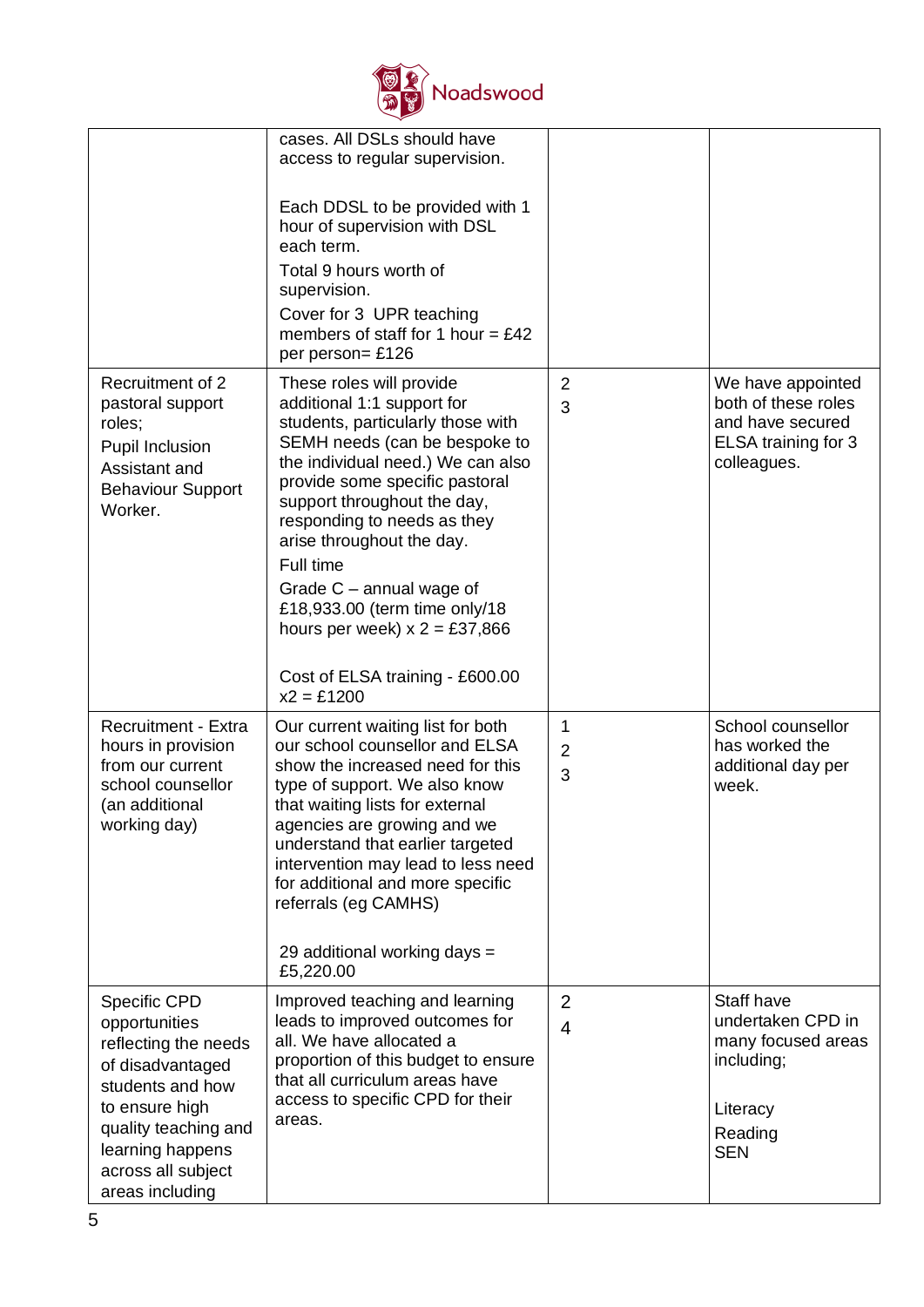| | | | |
|---|---|---|---|
| | cases. All DSLs should have access to regular supervision.<br><br>Each DDSL to be provided with 1 hour of supervision with DSL each term.<br>Total 9 hours worth of supervision.<br>Cover for 3 UPR teaching members of staff for 1 hour = £42 per person= £126 | | |
| Recruitment of 2 pastoral support roles;<br>Pupil Inclusion Assistant and Behaviour Support Worker. | These roles will provide additional 1:1 support for students, particularly those with SEMH needs (can be bespoke to the individual need.) We can also provide some specific pastoral support throughout the day, responding to needs as they arise throughout the day.<br>Full time<br>Grade C – annual wage of £18,933.00 (term time only/18 hours per week) x 2 = £37,866<br><br>Cost of ELSA training - £600.00 x2 = £1200 | 2<br>3 | We have appointed both of these roles and have secured ELSA training for 3 colleagues. |
| Recruitment - Extra hours in provision from our current school counsellor (an additional working day) | Our current waiting list for both our school counsellor and ELSA show the increased need for this type of support. We also know that waiting lists for external agencies are growing and we understand that earlier targeted intervention may lead to less need for additional and more specific referrals (eg CAMHS)<br><br>29 additional working days = £5,220.00 | 1<br>2<br>3 | School counsellor has worked the additional day per week. |
| Specific CPD opportunities reflecting the needs of disadvantaged students and how to ensure high quality teaching and learning happens across all subject areas including | Improved teaching and learning leads to improved outcomes for all. We have allocated a proportion of this budget to ensure that all curriculum areas have access to specific CPD for their areas. | 2<br>4 | Staff have undertaken CPD in many focused areas including;<br><br>Literacy<br>Reading<br>SEN |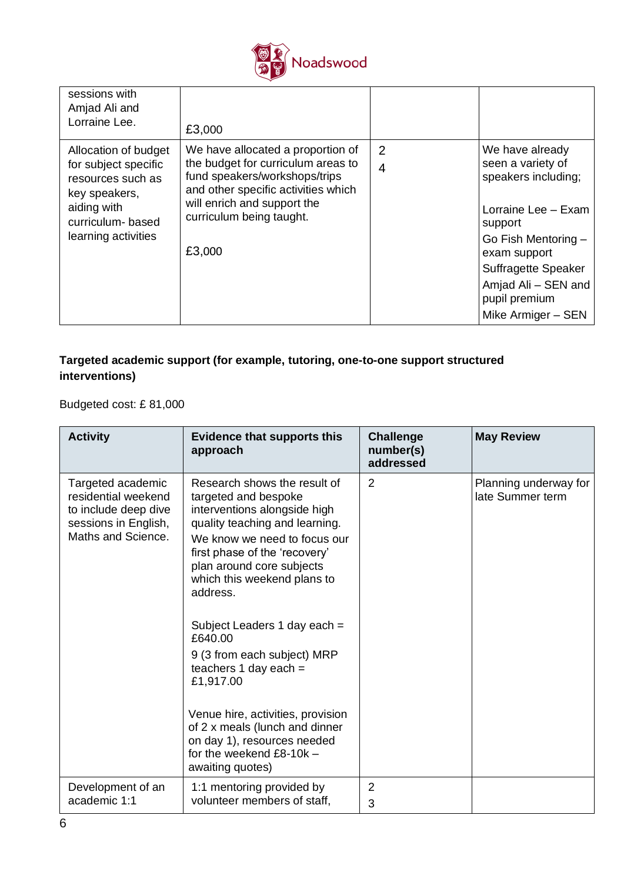| | | | |
|---|---|---|---|
| sessions with Amjad Ali and Lorraine Lee. | £3,000 | | |
| Allocation of budget for subject specific resources such as key speakers, aiding with curriculum- based learning activities | We have allocated a proportion of the budget for curriculum areas to fund speakers/workshops/trips and other specific activities which will enrich and support the curriculum being taught.<br><br>£3,000 | 2<br>4 | We have already seen a variety of speakers including;<br><br>Lorraine Lee – Exam support<br>Go Fish Mentoring – exam support<br>Suffragette Speaker<br>Amjad Ali – SEN and pupil premium<br>Mike Armiger – SEN |

**Targeted academic support (for example, tutoring, one-to-one support structured interventions)**

Budgeted cost: £ 81,000

| Activity | Evidence that supports this approach | Challenge number(s) addressed | May Review |
|---|---|---|---|
| Targeted academic residential weekend to include deep dive sessions in English, Maths and Science. | Research shows the result of targeted and bespoke interventions alongside high quality teaching and learning.<br>We know we need to focus our first phase of the 'recovery' plan around core subjects which this weekend plans to address.<br><br>Subject Leaders 1 day each = £640.00<br>9 (3 from each subject) MRP teachers 1 day each = £1,917.00<br><br>Venue hire, activities, provision of 2 x meals (lunch and dinner on day 1), resources needed for the weekend £8-10k – awaiting quotes) | 2 | Planning underway for late Summer term |
| Development of an academic 1:1 | 1:1 mentoring provided by volunteer members of staff, | 2<br>3 | |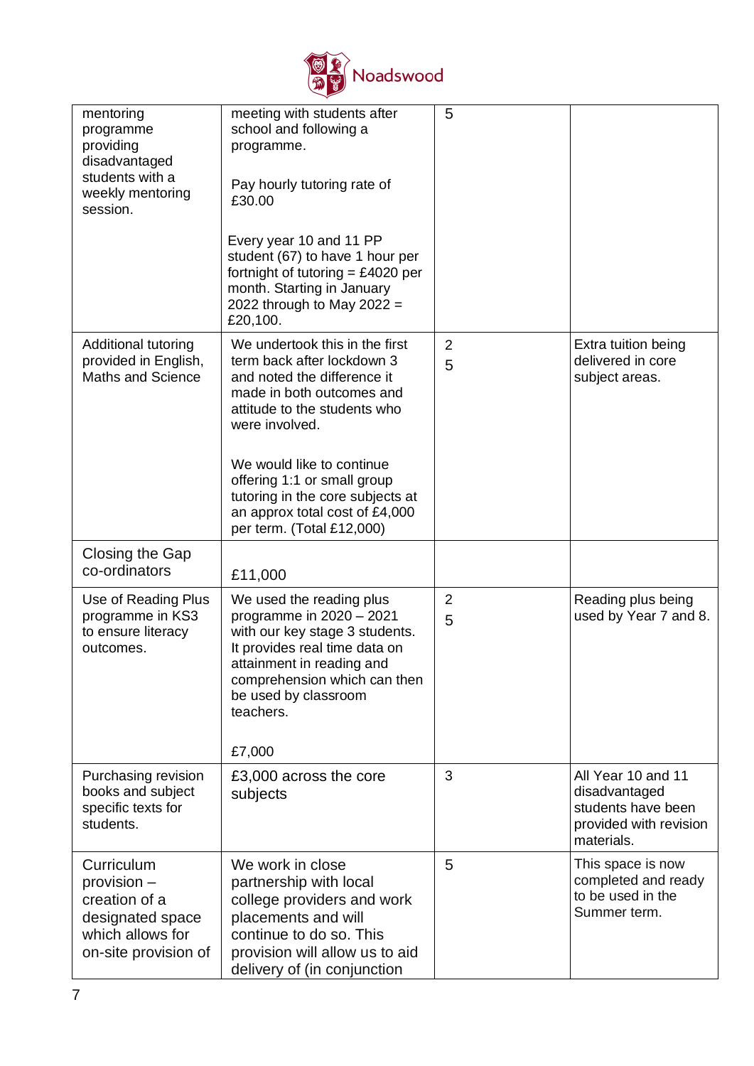| | | | |
|---|---|---|---|
| mentoring programme providing disadvantaged students with a weekly mentoring session. | meeting with students after school and following a programme.<br><br>Pay hourly tutoring rate of £30.00<br><br>Every year 10 and 11 PP student (67) to have 1 hour per fortnight of tutoring = £4020 per month. Starting in January 2022 through to May 2022 = £20,100. | 5 | |
| Additional tutoring provided in English, Maths and Science | We undertook this in the first term back after lockdown 3 and noted the difference it made in both outcomes and attitude to the students who were involved.<br><br>We would like to continue offering 1:1 or small group tutoring in the core subjects at an approx total cost of £4,000 per term. (Total £12,000) | 2<br>5 | Extra tuition being delivered in core subject areas. |
| Closing the Gap co-ordinators | £11,000 | | |
| Use of Reading Plus programme in KS3 to ensure literacy outcomes. | We used the reading plus programme in 2020 – 2021 with our key stage 3 students. It provides real time data on attainment in reading and comprehension which can then be used by classroom teachers.<br><br>£7,000 | 2<br>5 | Reading plus being used by Year 7 and 8. |
| Purchasing revision books and subject specific texts for students. | £3,000 across the core subjects | 3 | All Year 10 and 11 disadvantaged students have been provided with revision materials. |
| Curriculum provision – creation of a designated space which allows for on-site provision of | We work in close partnership with local college providers and work placements and will continue to do so. This provision will allow us to aid delivery of (in conjunction | 5 | This space is now completed and ready to be used in the Summer term. |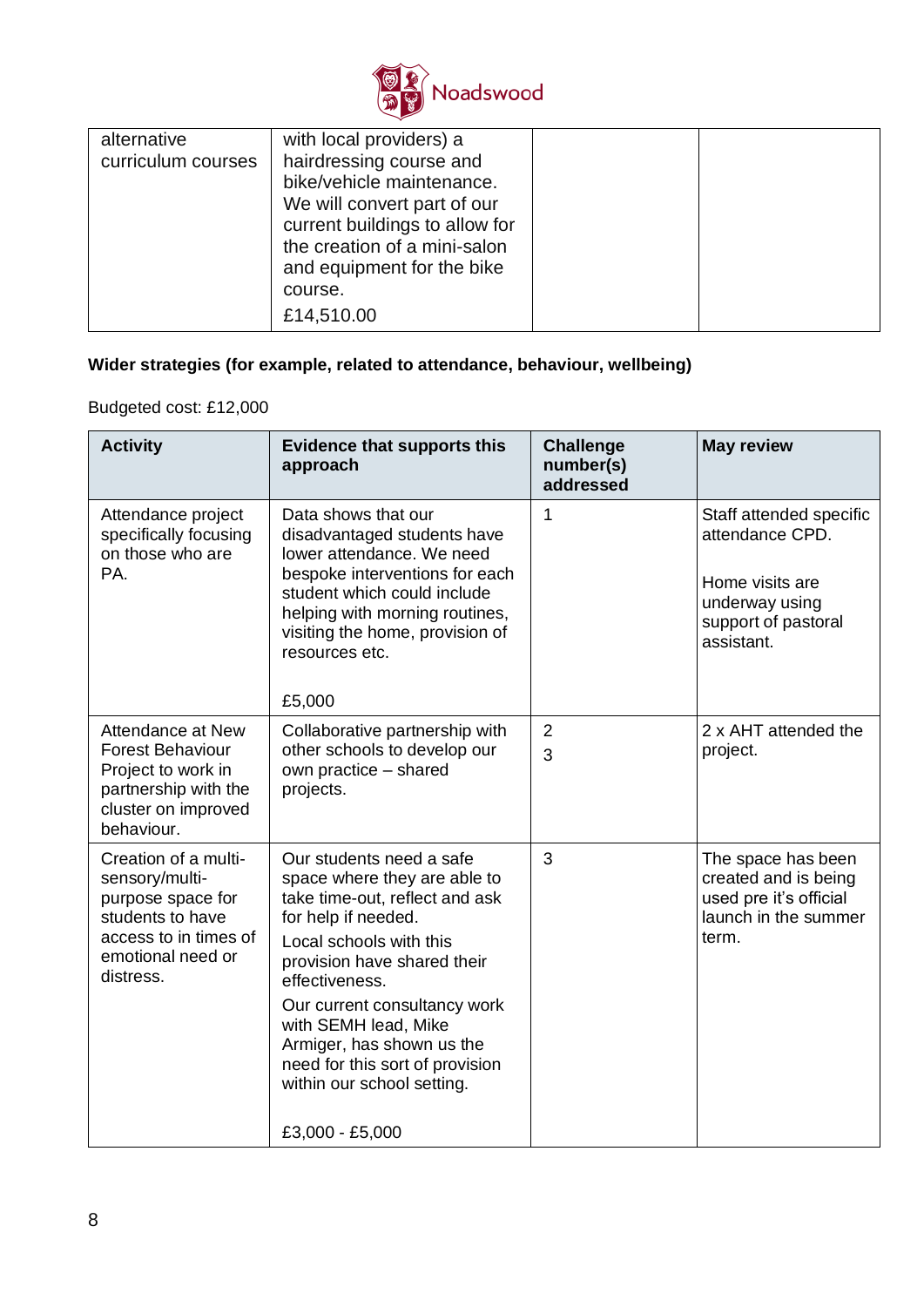| alternative curriculum courses | with local providers) a hairdressing course and bike/vehicle maintenance. We will convert part of our current buildings to allow for the creation of a mini-salon and equipment for the bike course. £14,510.00 | | |
|---|---|---|---|

**Wider strategies (for example, related to attendance, behaviour, wellbeing)**

Budgeted cost: £12,000

| Activity | Evidence that supports this approach | Challenge number(s) addressed | May review |
|---|---|---|---|
| Attendance project specifically focusing on those who are PA. | Data shows that our disadvantaged students have lower attendance. We need bespoke interventions for each student which could include helping with morning routines, visiting the home, provision of resources etc. £5,000 | 1 | Staff attended specific attendance CPD. Home visits are underway using support of pastoral assistant. |
| Attendance at New Forest Behaviour Project to work in partnership with the cluster on improved behaviour. | Collaborative partnership with other schools to develop our own practice – shared projects. | 2 3 | 2 x AHT attended the project. |
| Creation of a multi-sensory/multi-purpose space for students to have access to in times of emotional need or distress. | Our students need a safe space where they are able to take time-out, reflect and ask for help if needed. Local schools with this provision have shared their effectiveness. Our current consultancy work with SEMH lead, Mike Armiger, has shown us the need for this sort of provision within our school setting. £3,000 - £5,000 | 3 | The space has been created and is being used pre it's official launch in the summer term. |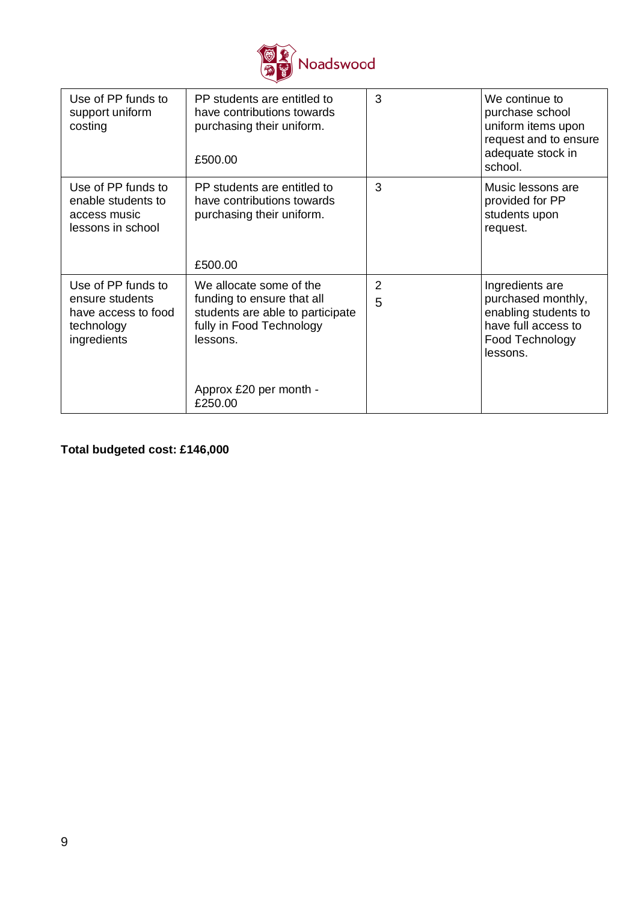| Use of PP funds to support uniform costing | PP students are entitled to have contributions towards purchasing their uniform.<br><br>£500.00 | 3 | We continue to purchase school uniform items upon request and to ensure adequate stock in school. |
|---|---|---|---|
| Use of PP funds to enable students to access music lessons in school | PP students are entitled to have contributions towards purchasing their uniform.<br><br>£500.00 | 3 | Music lessons are provided for PP students upon request. |
| Use of PP funds to ensure students have access to food technology ingredients | We allocate some of the funding to ensure that all students are able to participate fully in Food Technology lessons.<br><br>Approx £20 per month - £250.00 | 2<br>5 | Ingredients are purchased monthly, enabling students to have full access to Food Technology lessons. |

**Total budgeted cost: £146,000**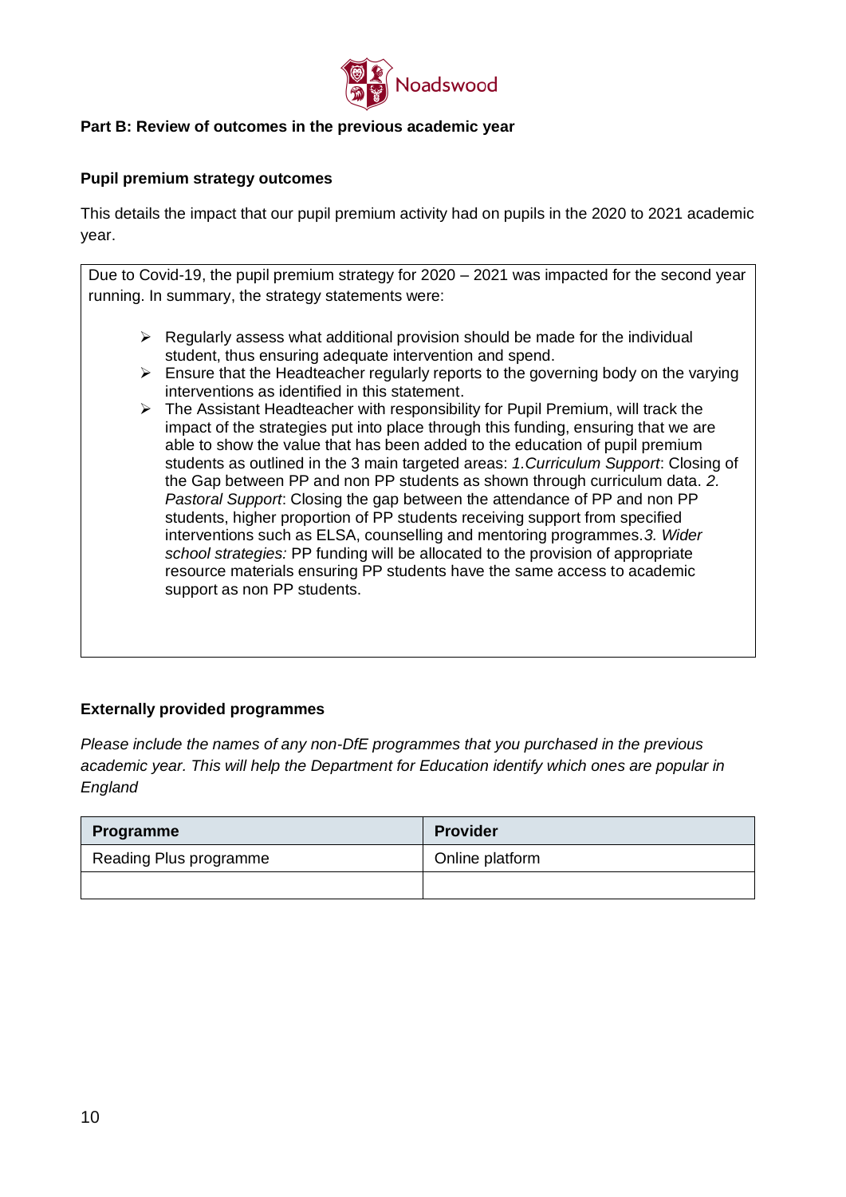**Part B: Review of outcomes in the previous academic year**

**Pupil premium strategy outcomes**

This details the impact that our pupil premium activity had on pupils in the 2020 to 2021 academic year.

Due to Covid-19, the pupil premium strategy for 2020 – 2021 was impacted for the second year running. In summary, the strategy statements were:

- Regularly assess what additional provision should be made for the individual student, thus ensuring adequate intervention and spend.
- Ensure that the Headteacher regularly reports to the governing body on the varying interventions as identified in this statement.
- The Assistant Headteacher with responsibility for Pupil Premium, will track the impact of the strategies put into place through this funding, ensuring that we are able to show the value that has been added to the education of pupil premium students as outlined in the 3 main targeted areas: *1.Curriculum Support*: Closing of the Gap between PP and non PP students as shown through curriculum data. *2. Pastoral Support*: Closing the gap between the attendance of PP and non PP students, higher proportion of PP students receiving support from specified interventions such as ELSA, counselling and mentoring programmes.*3. Wider school strategies:* PP funding will be allocated to the provision of appropriate resource materials ensuring PP students have the same access to academic support as non PP students.

**Externally provided programmes**

*Please include the names of any non-DfE programmes that you purchased in the previous academic year. This will help the Department for Education identify which ones are popular in England*

| Programme | Provider |
| --- | --- |
| Reading Plus programme | Online platform |
| | |